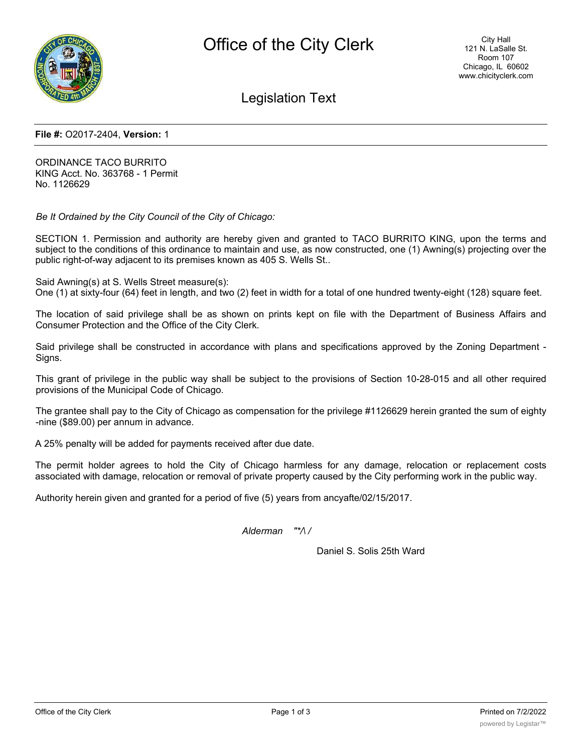# Office of the City Clerk

City Hall
121 N. LaSalle St.
Room 107
Chicago, IL 60602
www.chicityclerk.com

## Legislation Text

**File #:** O2017-2404, **Version:** 1

ORDINANCE TACO BURRITO
KING Acct. No. 363768 - 1 Permit
No. 1126629

*Be It Ordained by the City Council of the City of Chicago:*

SECTION 1. Permission and authority are hereby given and granted to TACO BURRITO KING, upon the terms and subject to the conditions of this ordinance to maintain and use, as now constructed, one (1) Awning(s) projecting over the public right-of-way adjacent to its premises known as 405 S. Wells St..

Said Awning(s) at S. Wells Street measure(s):
One (1) at sixty-four (64) feet in length, and two (2) feet in width for a total of one hundred twenty-eight (128) square feet.

The location of said privilege shall be as shown on prints kept on file with the Department of Business Affairs and Consumer Protection and the Office of the City Clerk.

Said privilege shall be constructed in accordance with plans and specifications approved by the Zoning Department - Signs.

This grant of privilege in the public way shall be subject to the provisions of Section 10-28-015 and all other required provisions of the Municipal Code of Chicago.

The grantee shall pay to the City of Chicago as compensation for the privilege #1126629 herein granted the sum of eighty -nine ($89.00) per annum in advance.

A 25% penalty will be added for payments received after due date.

The permit holder agrees to hold the City of Chicago harmless for any damage, relocation or replacement costs associated with damage, relocation or removal of private property caused by the City performing work in the public way.

Authority herein given and granted for a period of five (5) years from ancyafte/02/15/2017.

*Alderman "*/\ /*

Daniel S. Solis 25th Ward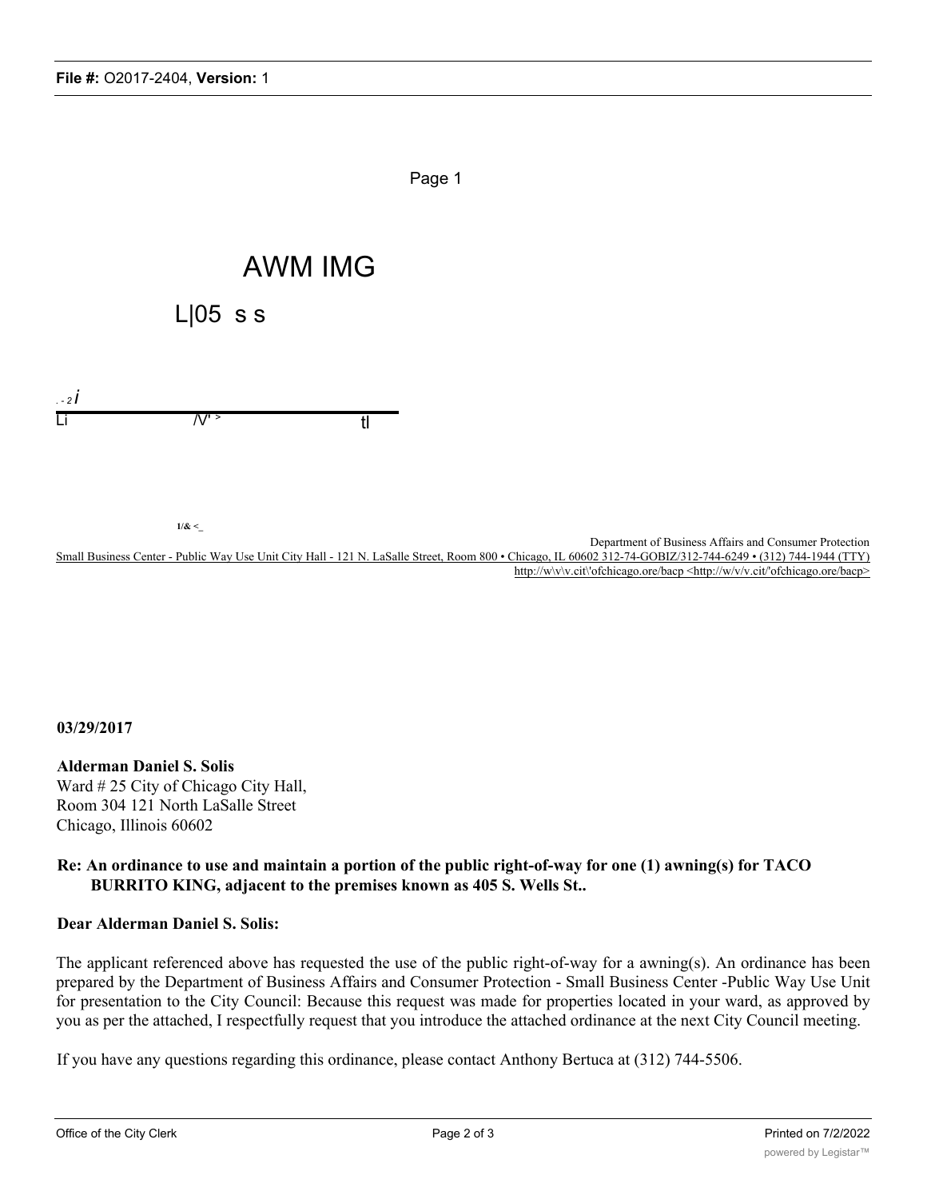AWM IMG

L|05 s s

. - 2 *i*

Li /V' > tI

1/& <_

Department of Business Affairs and Consumer Protection

Small Business Center - Public Way Use Unit City Hall - 121 N. LaSalle Street, Room 800 • Chicago, IL 60602 312-74-GOBIZ/312-744-6249 • (312) 744-1944 (TTY) http://w\v\v.cit\'ofchicago.ore/bacp <http://w/v/v.cit/'ofchicago.ore/bacp>

**03/29/2017**

**Alderman Daniel S. Solis**
Ward # 25 City of Chicago City Hall,
Room 304 121 North LaSalle Street
Chicago, Illinois 60602

**Re: An ordinance to use and maintain a portion of the public right-of-way for one (1) awning(s) for TACO BURRITO KING, adjacent to the premises known as 405 S. Wells St..**

**Dear Alderman Daniel S. Solis:**

The applicant referenced above has requested the use of the public right-of-way for a awning(s). An ordinance has been prepared by the Department of Business Affairs and Consumer Protection - Small Business Center -Public Way Use Unit for presentation to the City Council: Because this request was made for properties located in your ward, as approved by you as per the attached, I respectfully request that you introduce the attached ordinance at the next City Council meeting.

If you have any questions regarding this ordinance, please contact Anthony Bertuca at (312) 744-5506.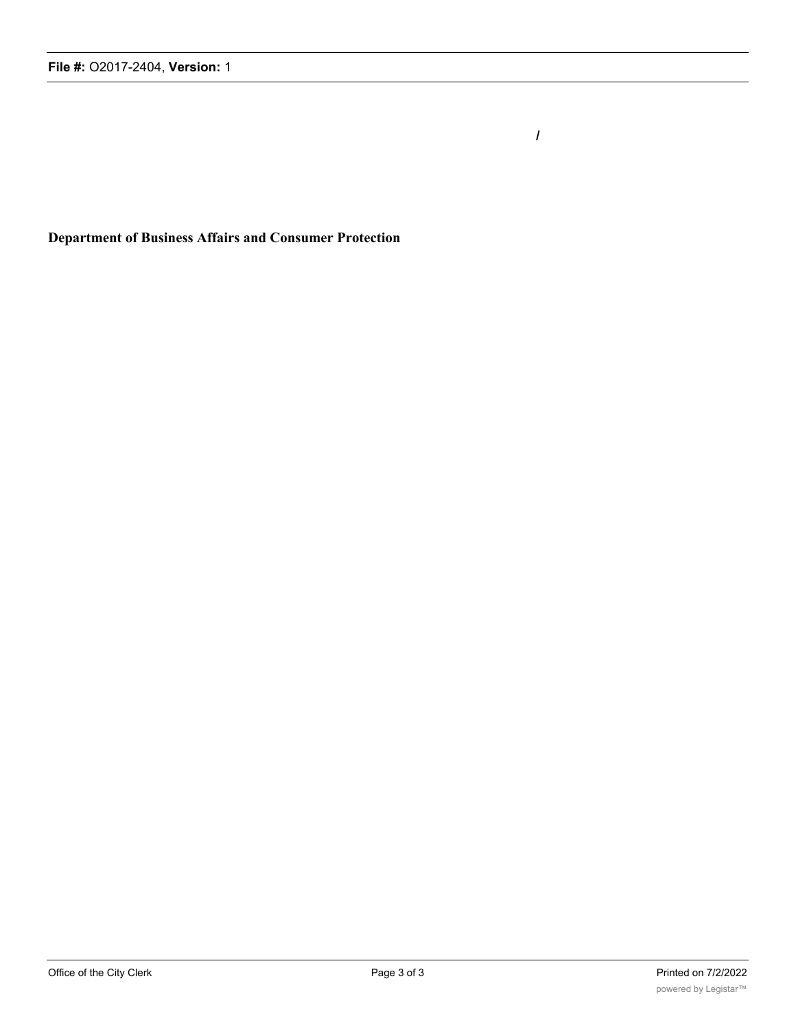/

**Department of Business Affairs and Consumer Protection**